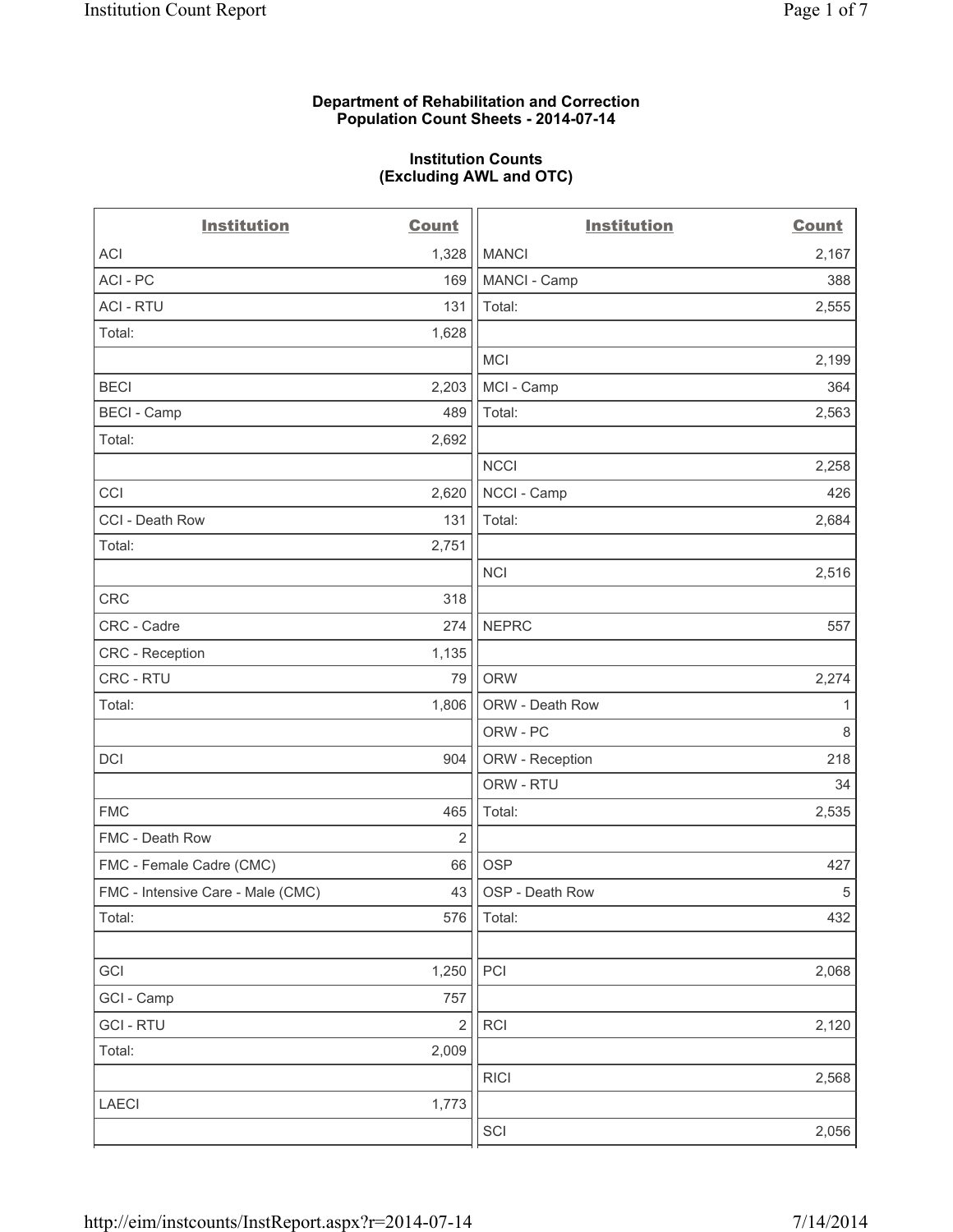**Department of Rehabilitation and Correction**
**Population Count Sheets - 2014-07-14**

**Institution Counts**
**(Excluding AWL and OTC)**

| Institution | Count | Institution | Count |
|---|---|---|---|
| ACI | 1,328 | MANCI | 2,167 |
| ACI - PC | 169 | MANCI - Camp | 388 |
| ACI - RTU | 131 | Total: | 2,555 |
| Total: | 1,628 | | |
| | | MCI | 2,199 |
| BECI | 2,203 | MCI - Camp | 364 |
| BECI - Camp | 489 | Total: | 2,563 |
| Total: | 2,692 | | |
| | | NCCI | 2,258 |
| CCI | 2,620 | NCCI - Camp | 426 |
| CCI - Death Row | 131 | Total: | 2,684 |
| Total: | 2,751 | | |
| | | NCI | 2,516 |
| CRC | 318 | | |
| CRC - Cadre | 274 | NEPRC | 557 |
| CRC - Reception | 1,135 | | |
| CRC - RTU | 79 | ORW | 2,274 |
| Total: | 1,806 | ORW - Death Row | 1 |
| | | ORW - PC | 8 |
| DCI | 904 | ORW - Reception | 218 |
| | | ORW - RTU | 34 |
| FMC | 465 | Total: | 2,535 |
| FMC - Death Row | 2 | | |
| FMC - Female Cadre (CMC) | 66 | OSP | 427 |
| FMC - Intensive Care - Male (CMC) | 43 | OSP - Death Row | 5 |
| Total: | 576 | Total: | 432 |
| | | | |
| GCI | 1,250 | PCI | 2,068 |
| GCI - Camp | 757 | | |
| GCI - RTU | 2 | RCI | 2,120 |
| Total: | 2,009 | | |
| | | RICI | 2,568 |
| LAECI | 1,773 | | |
| | | SCI | 2,056 |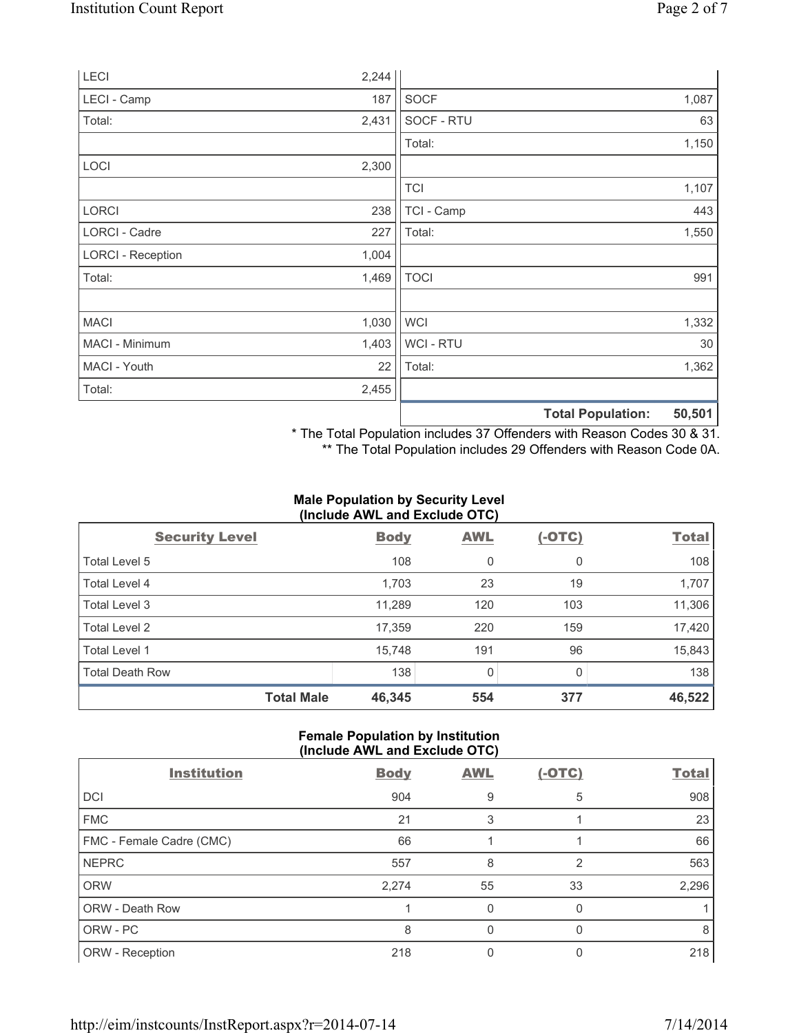| | | | |
|---|---|---|---|
| LECI | 2,244 | | |
| LECI - Camp | 187 | SOCF | 1,087 |
| Total: | 2,431 | SOCF - RTU | 63 |
| | | Total: | 1,150 |
| LOCI | 2,300 | | |
| | | TCI | 1,107 |
| LORCI | 238 | TCI - Camp | 443 |
| LORCI - Cadre | 227 | Total: | 1,550 |
| LORCI - Reception | 1,004 | | |
| Total: | 1,469 | TOCI | 991 |
| | | | |
| MACI | 1,030 | WCI | 1,332 |
| MACI - Minimum | 1,403 | WCI - RTU | 30 |
| MACI - Youth | 22 | Total: | 1,362 |
| Total: | 2,455 | | |
| | | **Total Population:** | **50,501** |

\* The Total Population includes 37 Offenders with Reason Codes 30 & 31.
\*\* The Total Population includes 29 Offenders with Reason Code 0A.

**Male Population by Security Level (Include AWL and Exclude OTC)**

| Security Level | Body | AWL | (-OTC) | Total |
|---|---|---|---|---|
| Total Level 5 | 108 | 0 | 0 | 108 |
| Total Level 4 | 1,703 | 23 | 19 | 1,707 |
| Total Level 3 | 11,289 | 120 | 103 | 11,306 |
| Total Level 2 | 17,359 | 220 | 159 | 17,420 |
| Total Level 1 | 15,748 | 191 | 96 | 15,843 |
| Total Death Row | 138 | 0 | 0 | 138 |
| **Total Male** | **46,345** | **554** | **377** | **46,522** |

**Female Population by Institution (Include AWL and Exclude OTC)**

| Institution | Body | AWL | (-OTC) | Total |
|---|---|---|---|---|
| DCI | 904 | 9 | 5 | 908 |
| FMC | 21 | 3 | 1 | 23 |
| FMC - Female Cadre (CMC) | 66 | 1 | 1 | 66 |
| NEPRC | 557 | 8 | 2 | 563 |
| ORW | 2,274 | 55 | 33 | 2,296 |
| ORW - Death Row | 1 | 0 | 0 | 1 |
| ORW - PC | 8 | 0 | 0 | 8 |
| ORW - Reception | 218 | 0 | 0 | 218 |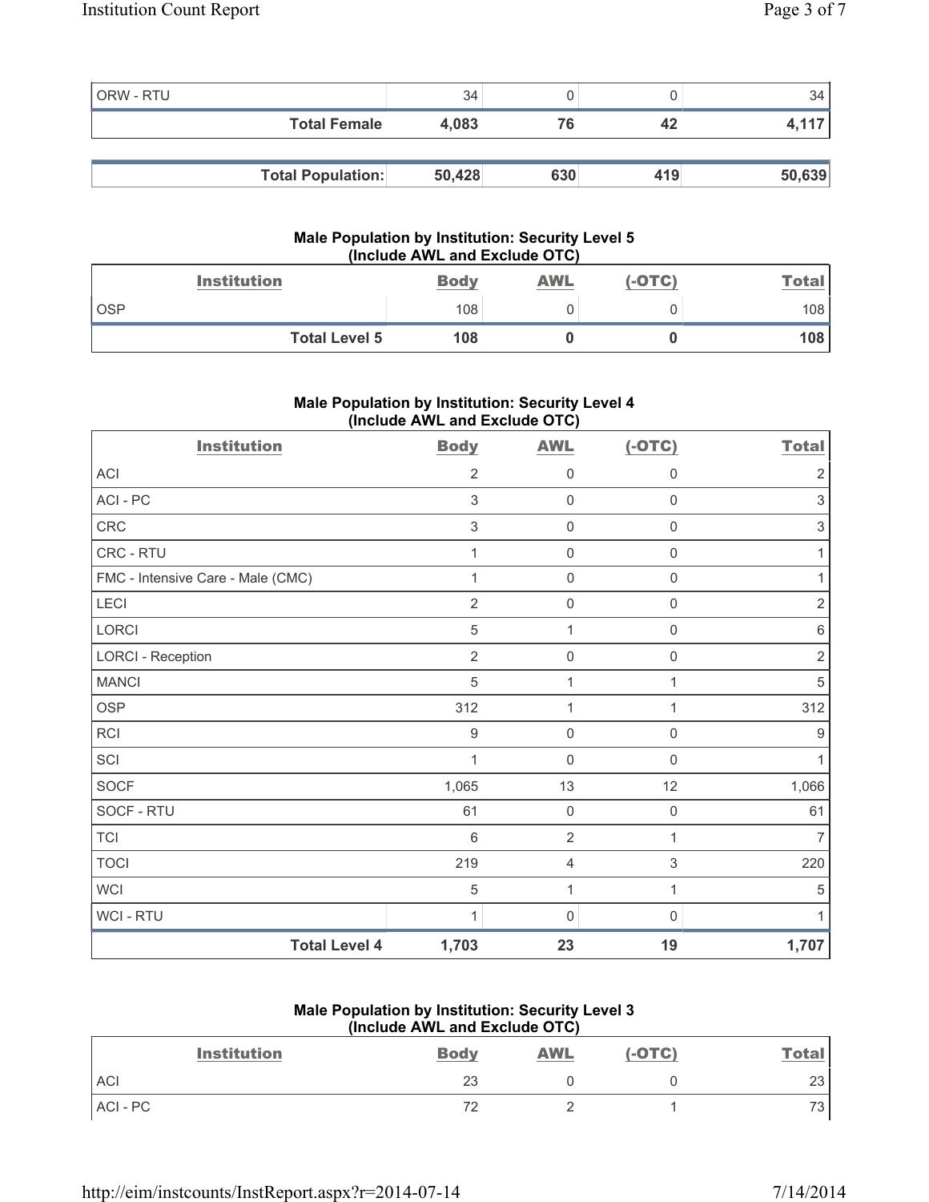| | | | | |
|---|---|---|---|---|
| ORW - RTU | 34 | 0 | 0 | 34 |
| **Total Female** | **4,083** | **76** | **42** | **4,117** |

| | | | | |
|---|---|---|---|---|
| **Total Population:** | **50,428** | **630** | **419** | **50,639** |

### Male Population by Institution: Security Level 5 (Include AWL and Exclude OTC)

| Institution | Body | AWL | (-OTC) | Total |
|---|---|---|---|---|
| OSP | 108 | 0 | 0 | 108 |
| **Total Level 5** | **108** | **0** | **0** | **108** |

### Male Population by Institution: Security Level 4 (Include AWL and Exclude OTC)

| Institution | Body | AWL | (-OTC) | Total |
|---|---|---|---|---|
| ACI | 2 | 0 | 0 | 2 |
| ACI - PC | 3 | 0 | 0 | 3 |
| CRC | 3 | 0 | 0 | 3 |
| CRC - RTU | 1 | 0 | 0 | 1 |
| FMC - Intensive Care - Male (CMC) | 1 | 0 | 0 | 1 |
| LECI | 2 | 0 | 0 | 2 |
| LORCI | 5 | 1 | 0 | 6 |
| LORCI - Reception | 2 | 0 | 0 | 2 |
| MANCI | 5 | 1 | 1 | 5 |
| OSP | 312 | 1 | 1 | 312 |
| RCI | 9 | 0 | 0 | 9 |
| SCI | 1 | 0 | 0 | 1 |
| SOCF | 1,065 | 13 | 12 | 1,066 |
| SOCF - RTU | 61 | 0 | 0 | 61 |
| TCI | 6 | 2 | 1 | 7 |
| TOCI | 219 | 4 | 3 | 220 |
| WCI | 5 | 1 | 1 | 5 |
| WCI - RTU | 1 | 0 | 0 | 1 |
| **Total Level 4** | **1,703** | **23** | **19** | **1,707** |

### Male Population by Institution: Security Level 3 (Include AWL and Exclude OTC)

| Institution | Body | AWL | (-OTC) | Total |
|---|---|---|---|---|
| ACI | 23 | 0 | 0 | 23 |
| ACI - PC | 72 | 2 | 1 | 73 |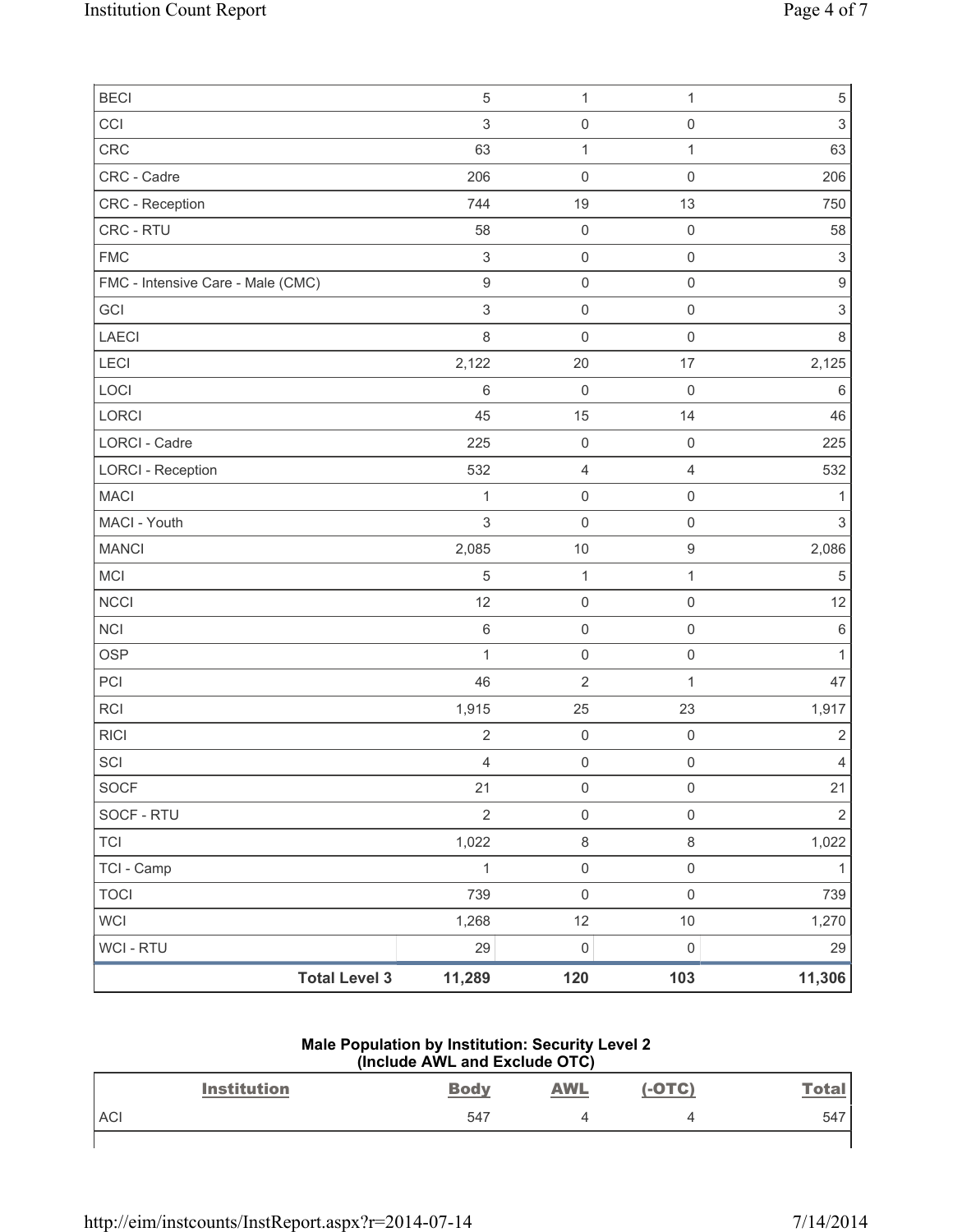| | | | | |
|---|---|---|---|---|
| BECI | 5 | 1 | 1 | 5 |
| CCI | 3 | 0 | 0 | 3 |
| CRC | 63 | 1 | 1 | 63 |
| CRC - Cadre | 206 | 0 | 0 | 206 |
| CRC - Reception | 744 | 19 | 13 | 750 |
| CRC - RTU | 58 | 0 | 0 | 58 |
| FMC | 3 | 0 | 0 | 3 |
| FMC - Intensive Care - Male (CMC) | 9 | 0 | 0 | 9 |
| GCI | 3 | 0 | 0 | 3 |
| LAECI | 8 | 0 | 0 | 8 |
| LECI | 2,122 | 20 | 17 | 2,125 |
| LOCI | 6 | 0 | 0 | 6 |
| LORCI | 45 | 15 | 14 | 46 |
| LORCI - Cadre | 225 | 0 | 0 | 225 |
| LORCI - Reception | 532 | 4 | 4 | 532 |
| MACI | 1 | 0 | 0 | 1 |
| MACI - Youth | 3 | 0 | 0 | 3 |
| MANCI | 2,085 | 10 | 9 | 2,086 |
| MCI | 5 | 1 | 1 | 5 |
| NCCI | 12 | 0 | 0 | 12 |
| NCI | 6 | 0 | 0 | 6 |
| OSP | 1 | 0 | 0 | 1 |
| PCI | 46 | 2 | 1 | 47 |
| RCI | 1,915 | 25 | 23 | 1,917 |
| RICI | 2 | 0 | 0 | 2 |
| SCI | 4 | 0 | 0 | 4 |
| SOCF | 21 | 0 | 0 | 21 |
| SOCF - RTU | 2 | 0 | 0 | 2 |
| TCI | 1,022 | 8 | 8 | 1,022 |
| TCI - Camp | 1 | 0 | 0 | 1 |
| TOCI | 739 | 0 | 0 | 739 |
| WCI | 1,268 | 12 | 10 | 1,270 |
| WCI - RTU | 29 | 0 | 0 | 29 |
| **Total Level 3** | **11,289** | **120** | **103** | **11,306** |

**Male Population by Institution: Security Level 2**
**(Include AWL and Exclude OTC)**

| Institution | Body | AWL | (-OTC) | Total |
|---|---|---|---|---|
| ACI | 547 | 4 | 4 | 547 |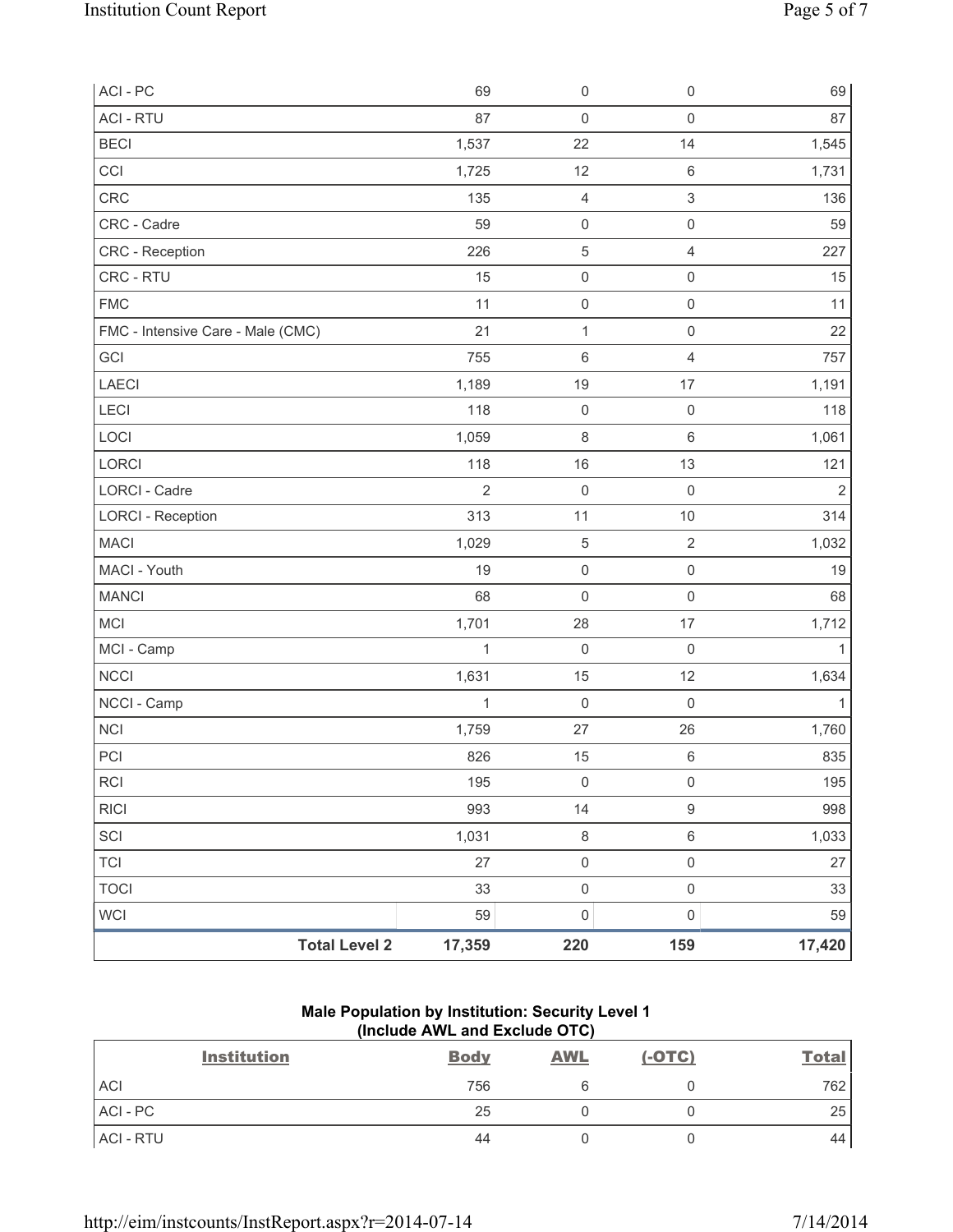| | | | | |
|---|---|---|---|---|
| ACI - PC | 69 | 0 | 0 | 69 |
| ACI - RTU | 87 | 0 | 0 | 87 |
| BECI | 1,537 | 22 | 14 | 1,545 |
| CCI | 1,725 | 12 | 6 | 1,731 |
| CRC | 135 | 4 | 3 | 136 |
| CRC - Cadre | 59 | 0 | 0 | 59 |
| CRC - Reception | 226 | 5 | 4 | 227 |
| CRC - RTU | 15 | 0 | 0 | 15 |
| FMC | 11 | 0 | 0 | 11 |
| FMC - Intensive Care - Male (CMC) | 21 | 1 | 0 | 22 |
| GCI | 755 | 6 | 4 | 757 |
| LAECI | 1,189 | 19 | 17 | 1,191 |
| LECI | 118 | 0 | 0 | 118 |
| LOCI | 1,059 | 8 | 6 | 1,061 |
| LORCI | 118 | 16 | 13 | 121 |
| LORCI - Cadre | 2 | 0 | 0 | 2 |
| LORCI - Reception | 313 | 11 | 10 | 314 |
| MACI | 1,029 | 5 | 2 | 1,032 |
| MACI - Youth | 19 | 0 | 0 | 19 |
| MANCI | 68 | 0 | 0 | 68 |
| MCI | 1,701 | 28 | 17 | 1,712 |
| MCI - Camp | 1 | 0 | 0 | 1 |
| NCCI | 1,631 | 15 | 12 | 1,634 |
| NCCI - Camp | 1 | 0 | 0 | 1 |
| NCI | 1,759 | 27 | 26 | 1,760 |
| PCI | 826 | 15 | 6 | 835 |
| RCI | 195 | 0 | 0 | 195 |
| RICI | 993 | 14 | 9 | 998 |
| SCI | 1,031 | 8 | 6 | 1,033 |
| TCI | 27 | 0 | 0 | 27 |
| TOCI | 33 | 0 | 0 | 33 |
| WCI | 59 | 0 | 0 | 59 |
| **Total Level 2** | **17,359** | **220** | **159** | **17,420** |

### Male Population by Institution: Security Level 1
### (Include AWL and Exclude OTC)

| Institution | Body | AWL | (-OTC) | Total |
|---|---|---|---|---|
| ACI | 756 | 6 | 0 | 762 |
| ACI - PC | 25 | 0 | 0 | 25 |
| ACI - RTU | 44 | 0 | 0 | 44 |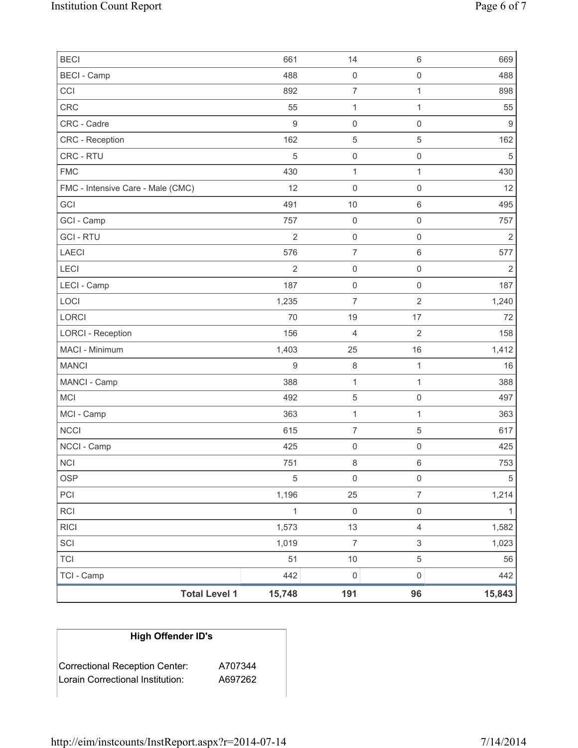| | | | | |
|---|---|---|---|---|
| BECI | 661 | 14 | 6 | 669 |
| BECI - Camp | 488 | 0 | 0 | 488 |
| CCI | 892 | 7 | 1 | 898 |
| CRC | 55 | 1 | 1 | 55 |
| CRC - Cadre | 9 | 0 | 0 | 9 |
| CRC - Reception | 162 | 5 | 5 | 162 |
| CRC - RTU | 5 | 0 | 0 | 5 |
| FMC | 430 | 1 | 1 | 430 |
| FMC - Intensive Care - Male (CMC) | 12 | 0 | 0 | 12 |
| GCI | 491 | 10 | 6 | 495 |
| GCI - Camp | 757 | 0 | 0 | 757 |
| GCI - RTU | 2 | 0 | 0 | 2 |
| LAECI | 576 | 7 | 6 | 577 |
| LECI | 2 | 0 | 0 | 2 |
| LECI - Camp | 187 | 0 | 0 | 187 |
| LOCI | 1,235 | 7 | 2 | 1,240 |
| LORCI | 70 | 19 | 17 | 72 |
| LORCI - Reception | 156 | 4 | 2 | 158 |
| MACI - Minimum | 1,403 | 25 | 16 | 1,412 |
| MANCI | 9 | 8 | 1 | 16 |
| MANCI - Camp | 388 | 1 | 1 | 388 |
| MCI | 492 | 5 | 0 | 497 |
| MCI - Camp | 363 | 1 | 1 | 363 |
| NCCI | 615 | 7 | 5 | 617 |
| NCCI - Camp | 425 | 0 | 0 | 425 |
| NCI | 751 | 8 | 6 | 753 |
| OSP | 5 | 0 | 0 | 5 |
| PCI | 1,196 | 25 | 7 | 1,214 |
| RCI | 1 | 0 | 0 | 1 |
| RICI | 1,573 | 13 | 4 | 1,582 |
| SCI | 1,019 | 7 | 3 | 1,023 |
| TCI | 51 | 10 | 5 | 56 |
| TCI - Camp | 442 | 0 | 0 | 442 |
| **Total Level 1** | **15,748** | **191** | **96** | **15,843** |

| **High Offender ID's** | |
|---|---|
| Correctional Reception Center: | A707344 |
| Lorain Correctional Institution: | A697262 |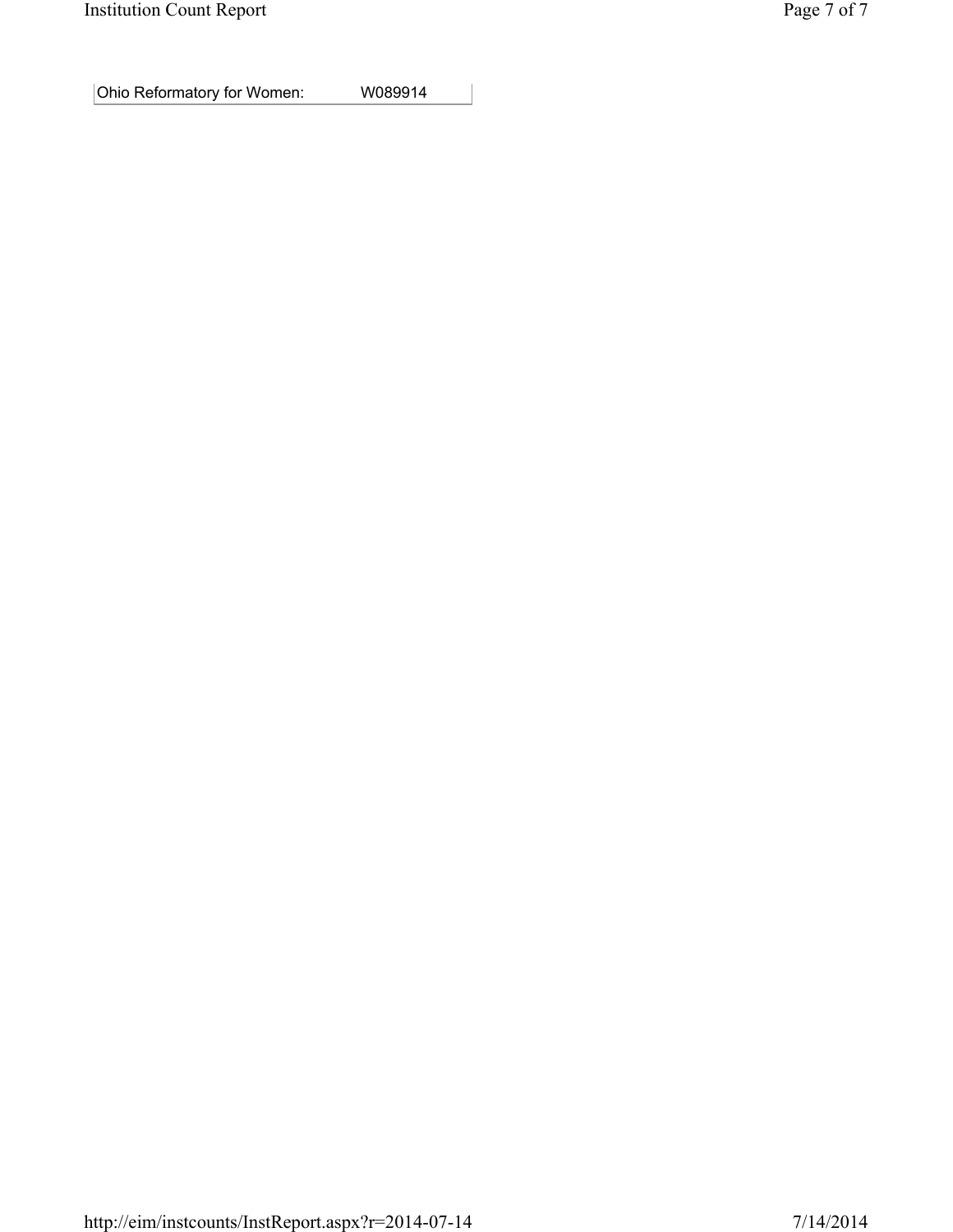| | |
|---|---|
| Ohio Reformatory for Women: | W089914 |